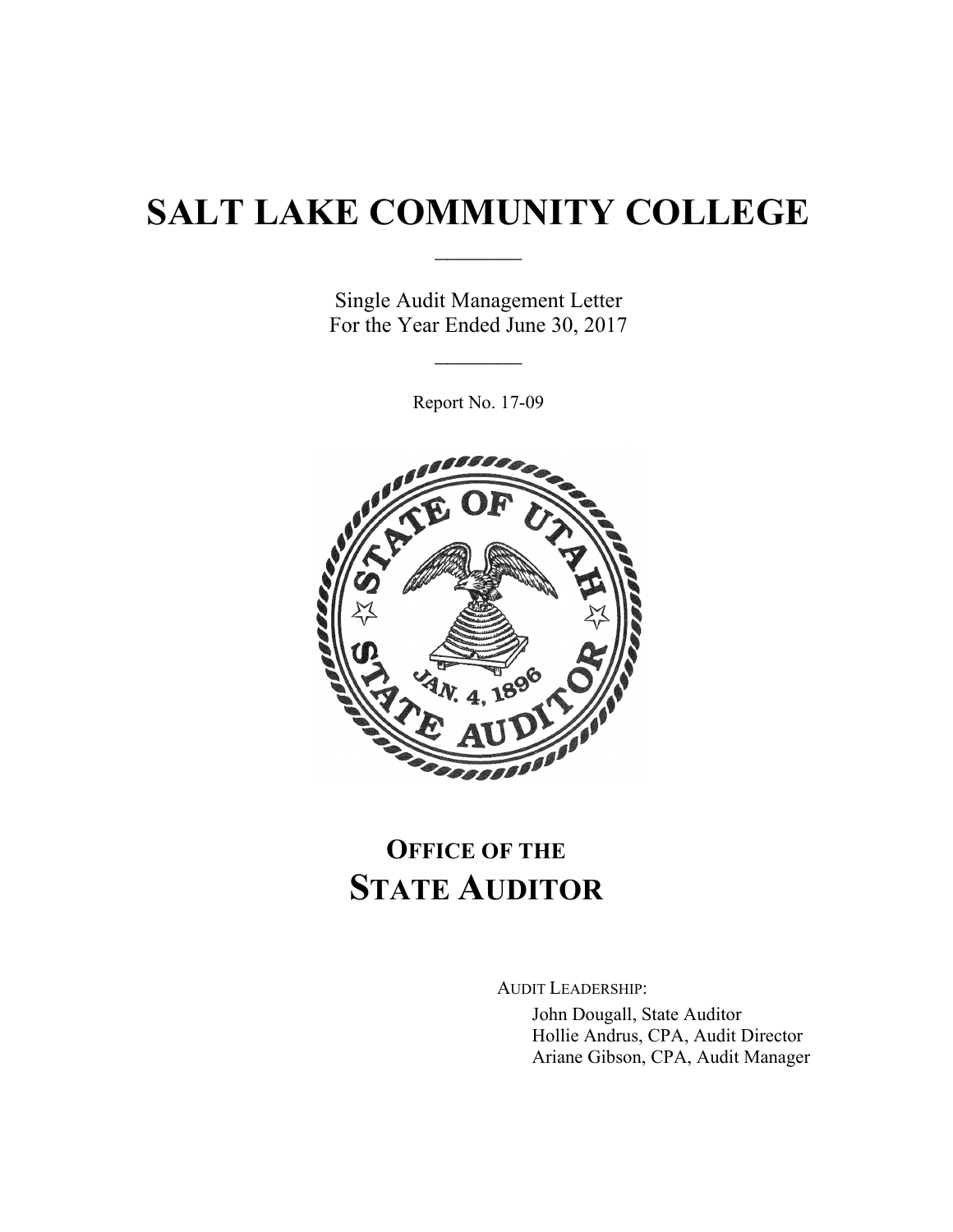# SALT LAKE COMMUNITY COLLEGE

Single Audit Management Letter
For the Year Ended June 30, 2017

Report No. 17-09

## OFFICE OF THE STATE AUDITOR

AUDIT LEADERSHIP:

John Dougall, State Auditor
Hollie Andrus, CPA, Audit Director
Ariane Gibson, CPA, Audit Manager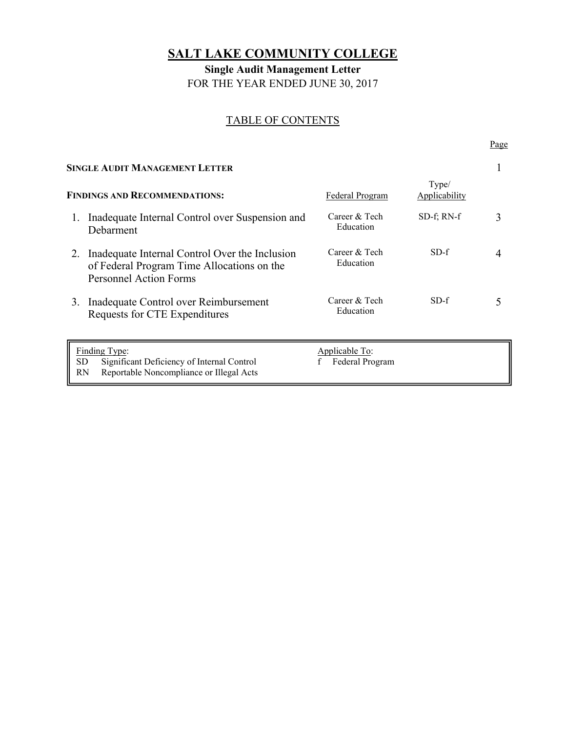# SALT LAKE COMMUNITY COLLEGE

**Single Audit Management Letter**

FOR THE YEAR ENDED JUNE 30, 2017

## TABLE OF CONTENTS

| | Federal Program | Type/ Applicability | Page |
|---|---|---|---|
| **SINGLE AUDIT MANAGEMENT LETTER** | | | 1 |
| **FINDINGS AND RECOMMENDATIONS:** | | | |
| 1. Inadequate Internal Control over Suspension and Debarment | Career & Tech Education | SD-f; RN-f | 3 |
| 2. Inadequate Internal Control Over the Inclusion of Federal Program Time Allocations on the Personnel Action Forms | Career & Tech Education | SD-f | 4 |
| 3. Inadequate Control over Reimbursement Requests for CTE Expenditures | Career & Tech Education | SD-f | 5 |

| Finding Type: | Applicable To: |
|---|---|
| SD Significant Deficiency of Internal Control | f Federal Program |
| RN Reportable Noncompliance or Illegal Acts | |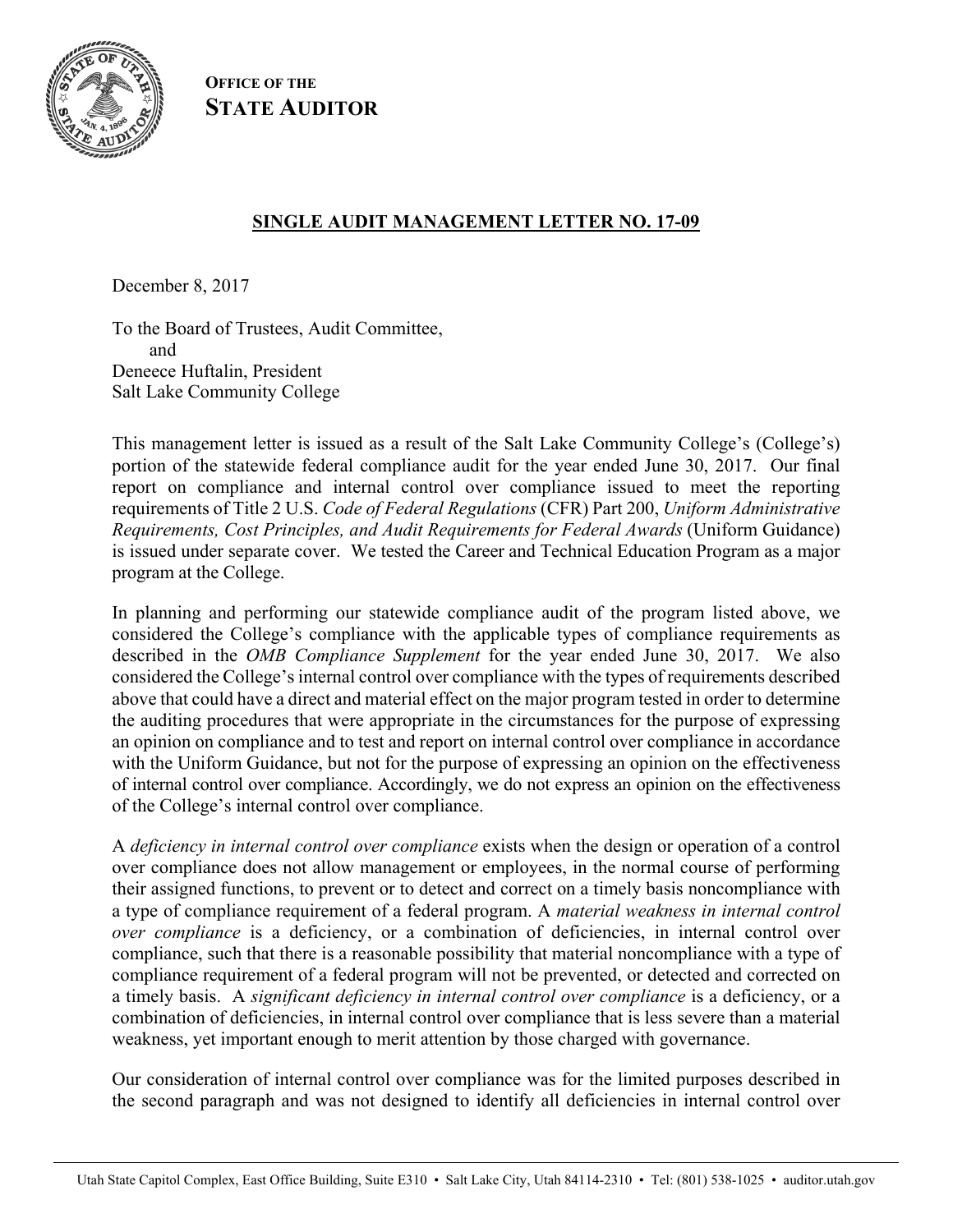**OFFICE OF THE STATE AUDITOR**

## SINGLE AUDIT MANAGEMENT LETTER NO. 17-09

December 8, 2017

To the Board of Trustees, Audit Committee,
and
Deneece Huftalin, President
Salt Lake Community College

This management letter is issued as a result of the Salt Lake Community College's (College's) portion of the statewide federal compliance audit for the year ended June 30, 2017. Our final report on compliance and internal control over compliance issued to meet the reporting requirements of Title 2 U.S. *Code of Federal Regulations* (CFR) Part 200, *Uniform Administrative Requirements, Cost Principles, and Audit Requirements for Federal Awards* (Uniform Guidance) is issued under separate cover. We tested the Career and Technical Education Program as a major program at the College.

In planning and performing our statewide compliance audit of the program listed above, we considered the College's compliance with the applicable types of compliance requirements as described in the *OMB Compliance Supplement* for the year ended June 30, 2017. We also considered the College's internal control over compliance with the types of requirements described above that could have a direct and material effect on the major program tested in order to determine the auditing procedures that were appropriate in the circumstances for the purpose of expressing an opinion on compliance and to test and report on internal control over compliance in accordance with the Uniform Guidance, but not for the purpose of expressing an opinion on the effectiveness of internal control over compliance. Accordingly, we do not express an opinion on the effectiveness of the College's internal control over compliance.

A *deficiency in internal control over compliance* exists when the design or operation of a control over compliance does not allow management or employees, in the normal course of performing their assigned functions, to prevent or to detect and correct on a timely basis noncompliance with a type of compliance requirement of a federal program. A *material weakness in internal control over compliance* is a deficiency, or a combination of deficiencies, in internal control over compliance, such that there is a reasonable possibility that material noncompliance with a type of compliance requirement of a federal program will not be prevented, or detected and corrected on a timely basis. A *significant deficiency in internal control over compliance* is a deficiency, or a combination of deficiencies, in internal control over compliance that is less severe than a material weakness, yet important enough to merit attention by those charged with governance.

Our consideration of internal control over compliance was for the limited purposes described in the second paragraph and was not designed to identify all deficiencies in internal control over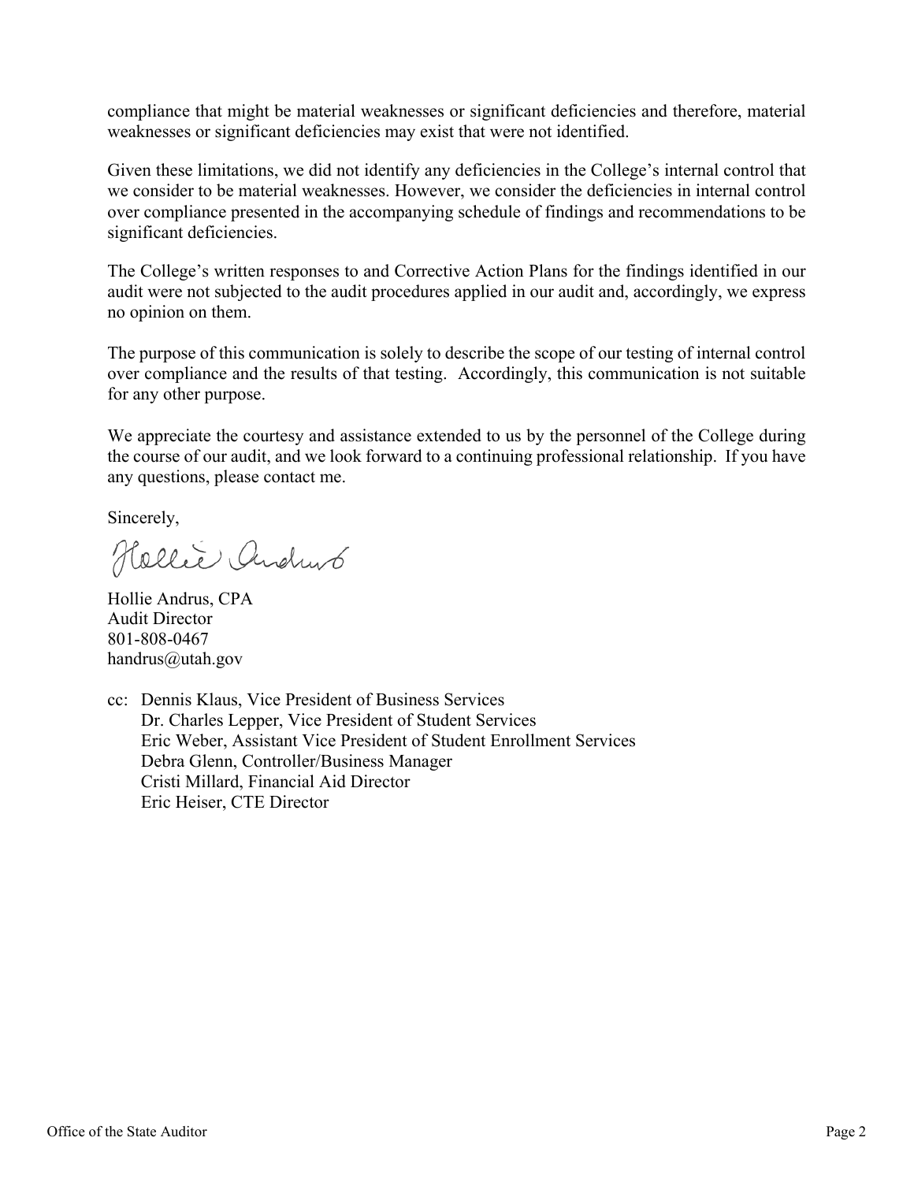compliance that might be material weaknesses or significant deficiencies and therefore, material weaknesses or significant deficiencies may exist that were not identified.

Given these limitations, we did not identify any deficiencies in the College's internal control that we consider to be material weaknesses. However, we consider the deficiencies in internal control over compliance presented in the accompanying schedule of findings and recommendations to be significant deficiencies.

The College's written responses to and Corrective Action Plans for the findings identified in our audit were not subjected to the audit procedures applied in our audit and, accordingly, we express no opinion on them.

The purpose of this communication is solely to describe the scope of our testing of internal control over compliance and the results of that testing. Accordingly, this communication is not suitable for any other purpose.

We appreciate the courtesy and assistance extended to us by the personnel of the College during the course of our audit, and we look forward to a continuing professional relationship. If you have any questions, please contact me.

Sincerely,

Hollie Andrus, CPA
Audit Director
801-808-0467
handrus@utah.gov

cc: Dennis Klaus, Vice President of Business Services
Dr. Charles Lepper, Vice President of Student Services
Eric Weber, Assistant Vice President of Student Enrollment Services
Debra Glenn, Controller/Business Manager
Cristi Millard, Financial Aid Director
Eric Heiser, CTE Director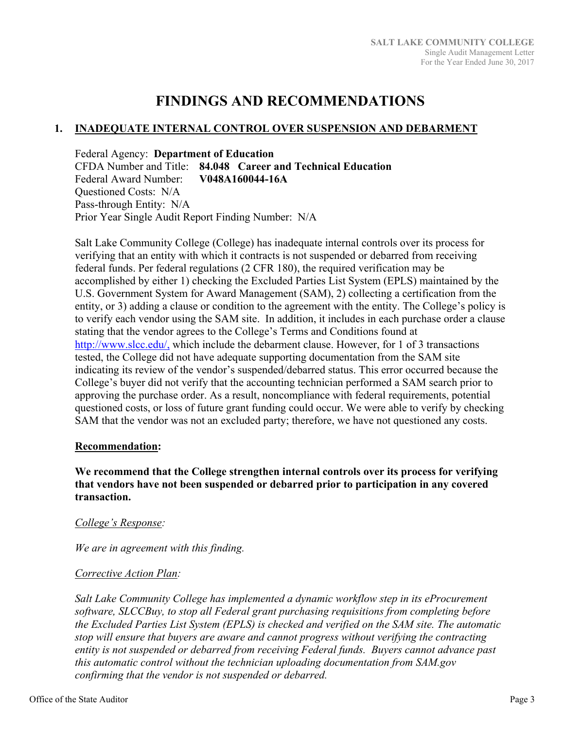# FINDINGS AND RECOMMENDATIONS

## 1. INADEQUATE INTERNAL CONTROL OVER SUSPENSION AND DEBARMENT

Federal Agency: **Department of Education**
CFDA Number and Title: **84.048 Career and Technical Education**
Federal Award Number: **V048A160044-16A**
Questioned Costs: N/A
Pass-through Entity: N/A
Prior Year Single Audit Report Finding Number: N/A

Salt Lake Community College (College) has inadequate internal controls over its process for verifying that an entity with which it contracts is not suspended or debarred from receiving federal funds. Per federal regulations (2 CFR 180), the required verification may be accomplished by either 1) checking the Excluded Parties List System (EPLS) maintained by the U.S. Government System for Award Management (SAM), 2) collecting a certification from the entity, or 3) adding a clause or condition to the agreement with the entity. The College's policy is to verify each vendor using the SAM site. In addition, it includes in each purchase order a clause stating that the vendor agrees to the College's Terms and Conditions found at http://www.slcc.edu/, which include the debarment clause. However, for 1 of 3 transactions tested, the College did not have adequate supporting documentation from the SAM site indicating its review of the vendor's suspended/debarred status. This error occurred because the College's buyer did not verify that the accounting technician performed a SAM search prior to approving the purchase order. As a result, noncompliance with federal requirements, potential questioned costs, or loss of future grant funding could occur. We were able to verify by checking SAM that the vendor was not an excluded party; therefore, we have not questioned any costs.

**Recommendation:**

**We recommend that the College strengthen internal controls over its process for verifying that vendors have not been suspended or debarred prior to participation in any covered transaction.**

*College's Response:*

*We are in agreement with this finding.*

*Corrective Action Plan:*

*Salt Lake Community College has implemented a dynamic workflow step in its eProcurement software, SLCCBuy, to stop all Federal grant purchasing requisitions from completing before the Excluded Parties List System (EPLS) is checked and verified on the SAM site. The automatic stop will ensure that buyers are aware and cannot progress without verifying the contracting entity is not suspended or debarred from receiving Federal funds. Buyers cannot advance past this automatic control without the technician uploading documentation from SAM.gov confirming that the vendor is not suspended or debarred.*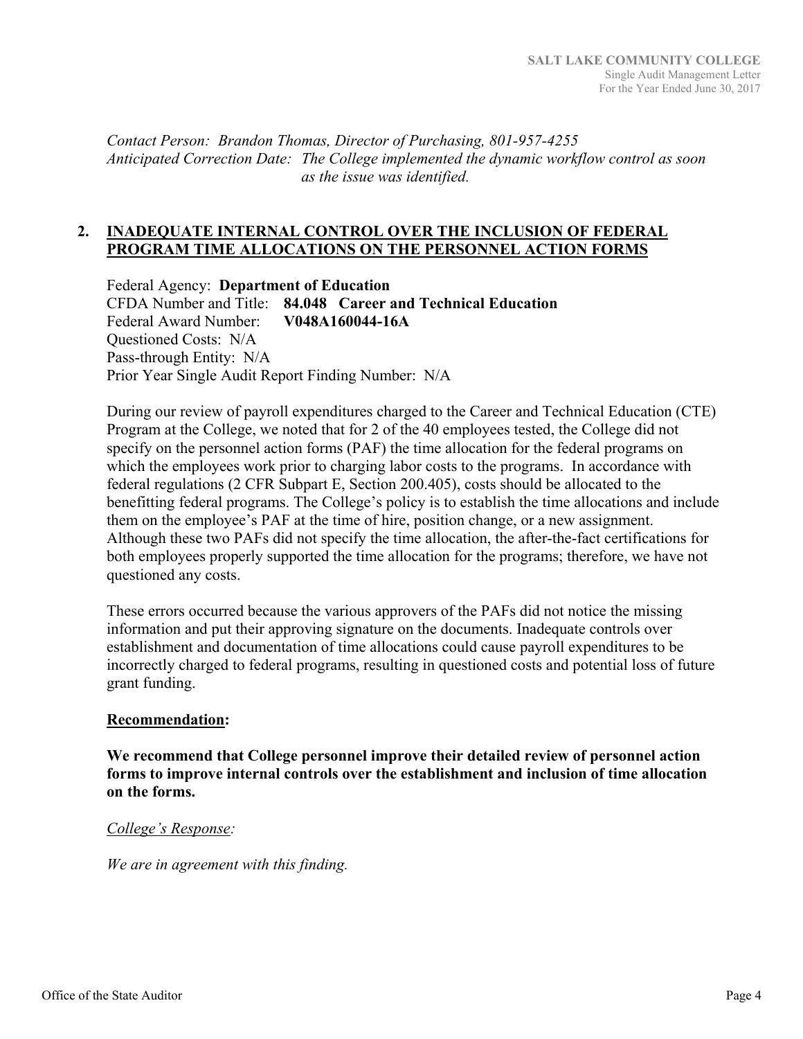*Contact Person: Brandon Thomas, Director of Purchasing, 801-957-4255*
*Anticipated Correction Date: The College implemented the dynamic workflow control as soon as the issue was identified.*

## 2. INADEQUATE INTERNAL CONTROL OVER THE INCLUSION OF FEDERAL PROGRAM TIME ALLOCATIONS ON THE PERSONNEL ACTION FORMS

Federal Agency: **Department of Education**
CFDA Number and Title: **84.048 Career and Technical Education**
Federal Award Number: **V048A160044-16A**
Questioned Costs: N/A
Pass-through Entity: N/A
Prior Year Single Audit Report Finding Number: N/A

During our review of payroll expenditures charged to the Career and Technical Education (CTE) Program at the College, we noted that for 2 of the 40 employees tested, the College did not specify on the personnel action forms (PAF) the time allocation for the federal programs on which the employees work prior to charging labor costs to the programs. In accordance with federal regulations (2 CFR Subpart E, Section 200.405), costs should be allocated to the benefitting federal programs. The College's policy is to establish the time allocations and include them on the employee's PAF at the time of hire, position change, or a new assignment. Although these two PAFs did not specify the time allocation, the after-the-fact certifications for both employees properly supported the time allocation for the programs; therefore, we have not questioned any costs.

These errors occurred because the various approvers of the PAFs did not notice the missing information and put their approving signature on the documents. Inadequate controls over establishment and documentation of time allocations could cause payroll expenditures to be incorrectly charged to federal programs, resulting in questioned costs and potential loss of future grant funding.

**Recommendation:**

**We recommend that College personnel improve their detailed review of personnel action forms to improve internal controls over the establishment and inclusion of time allocation on the forms.**

*College's Response:*

*We are in agreement with this finding.*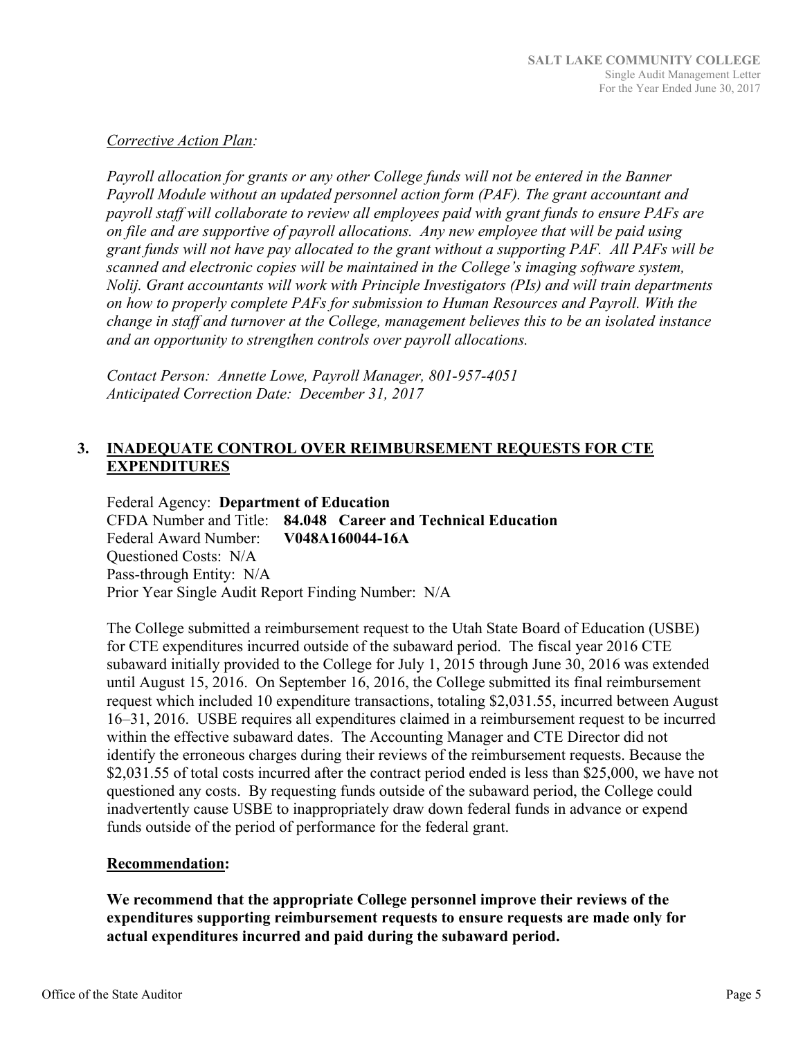*Corrective Action Plan:*

*Payroll allocation for grants or any other College funds will not be entered in the Banner Payroll Module without an updated personnel action form (PAF). The grant accountant and payroll staff will collaborate to review all employees paid with grant funds to ensure PAFs are on file and are supportive of payroll allocations. Any new employee that will be paid using grant funds will not have pay allocated to the grant without a supporting PAF. All PAFs will be scanned and electronic copies will be maintained in the College's imaging software system, Nolij. Grant accountants will work with Principle Investigators (PIs) and will train departments on how to properly complete PAFs for submission to Human Resources and Payroll. With the change in staff and turnover at the College, management believes this to be an isolated instance and an opportunity to strengthen controls over payroll allocations.*

*Contact Person: Annette Lowe, Payroll Manager, 801-957-4051*
*Anticipated Correction Date: December 31, 2017*

## 3. INADEQUATE CONTROL OVER REIMBURSEMENT REQUESTS FOR CTE EXPENDITURES

Federal Agency: **Department of Education**
CFDA Number and Title: **84.048 Career and Technical Education**
Federal Award Number: **V048A160044-16A**
Questioned Costs: N/A
Pass-through Entity: N/A
Prior Year Single Audit Report Finding Number: N/A

The College submitted a reimbursement request to the Utah State Board of Education (USBE) for CTE expenditures incurred outside of the subaward period. The fiscal year 2016 CTE subaward initially provided to the College for July 1, 2015 through June 30, 2016 was extended until August 15, 2016. On September 16, 2016, the College submitted its final reimbursement request which included 10 expenditure transactions, totaling $2,031.55, incurred between August 16–31, 2016. USBE requires all expenditures claimed in a reimbursement request to be incurred within the effective subaward dates. The Accounting Manager and CTE Director did not identify the erroneous charges during their reviews of the reimbursement requests. Because the $2,031.55 of total costs incurred after the contract period ended is less than $25,000, we have not questioned any costs. By requesting funds outside of the subaward period, the College could inadvertently cause USBE to inappropriately draw down federal funds in advance or expend funds outside of the period of performance for the federal grant.

**Recommendation:**

**We recommend that the appropriate College personnel improve their reviews of the expenditures supporting reimbursement requests to ensure requests are made only for actual expenditures incurred and paid during the subaward period.**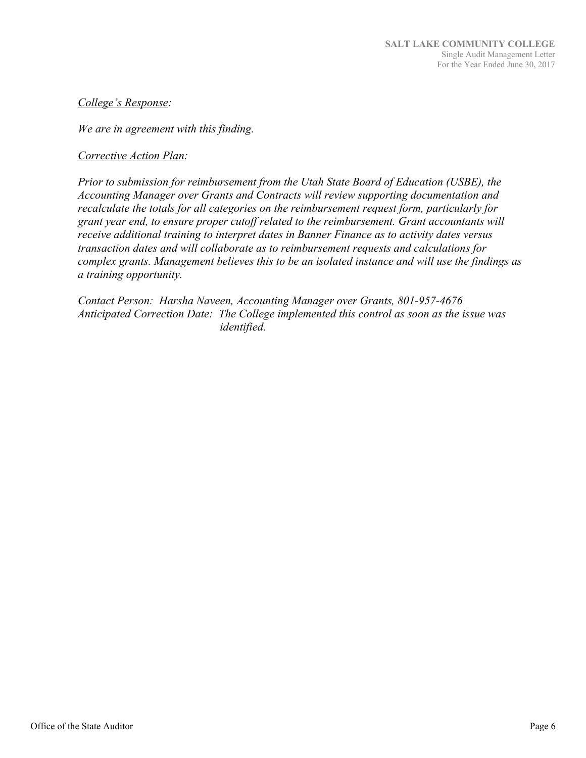*College's Response:*

*We are in agreement with this finding.*

*Corrective Action Plan:*

*Prior to submission for reimbursement from the Utah State Board of Education (USBE), the Accounting Manager over Grants and Contracts will review supporting documentation and recalculate the totals for all categories on the reimbursement request form, particularly for grant year end, to ensure proper cutoff related to the reimbursement. Grant accountants will receive additional training to interpret dates in Banner Finance as to activity dates versus transaction dates and will collaborate as to reimbursement requests and calculations for complex grants. Management believes this to be an isolated instance and will use the findings as a training opportunity.*

*Contact Person: Harsha Naveen, Accounting Manager over Grants, 801-957-4676*
*Anticipated Correction Date: The College implemented this control as soon as the issue was identified.*